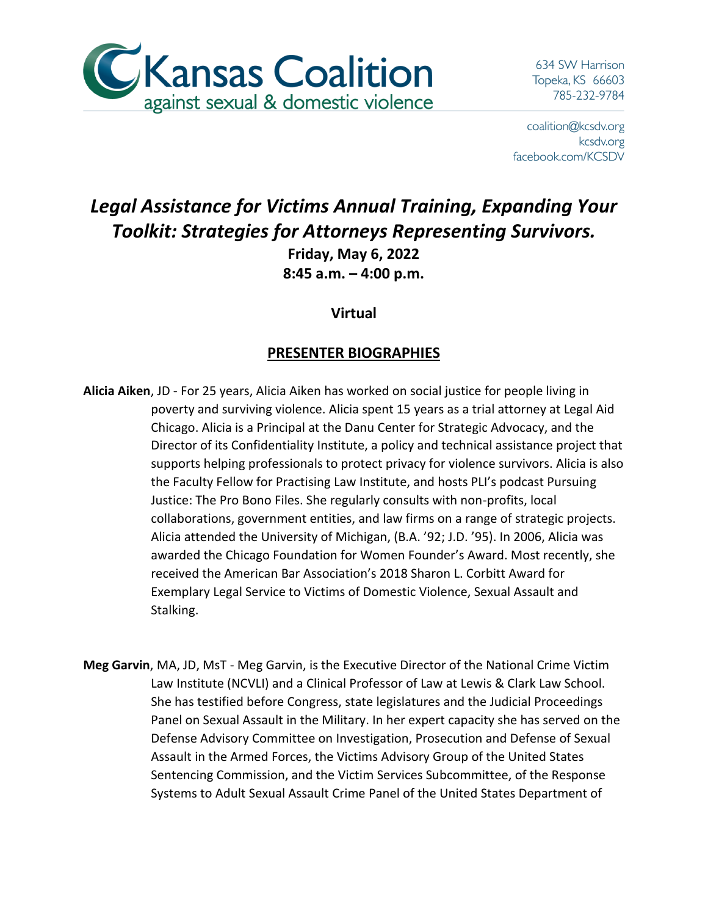Kansas Coalition against sexual & domestic violence

634 SW Harrison
Topeka, KS 66603
785-232-9784

coalition@kcsdv.org
kcsdv.org
facebook.com/KCSDV

# *Legal Assistance for Victims Annual Training, Expanding Your Toolkit: Strategies for Attorneys Representing Survivors.*

**Friday, May 6, 2022**
**8:45 a.m. – 4:00 p.m.**

**Virtual**

## PRESENTER BIOGRAPHIES

**Alicia Aiken**, JD - For 25 years, Alicia Aiken has worked on social justice for people living in poverty and surviving violence. Alicia spent 15 years as a trial attorney at Legal Aid Chicago. Alicia is a Principal at the Danu Center for Strategic Advocacy, and the Director of its Confidentiality Institute, a policy and technical assistance project that supports helping professionals to protect privacy for violence survivors. Alicia is also the Faculty Fellow for Practising Law Institute, and hosts PLI's podcast Pursuing Justice: The Pro Bono Files. She regularly consults with non-profits, local collaborations, government entities, and law firms on a range of strategic projects. Alicia attended the University of Michigan, (B.A. '92; J.D. '95). In 2006, Alicia was awarded the Chicago Foundation for Women Founder's Award. Most recently, she received the American Bar Association's 2018 Sharon L. Corbitt Award for Exemplary Legal Service to Victims of Domestic Violence, Sexual Assault and Stalking.

**Meg Garvin**, MA, JD, MsT - Meg Garvin, is the Executive Director of the National Crime Victim Law Institute (NCVLI) and a Clinical Professor of Law at Lewis & Clark Law School. She has testified before Congress, state legislatures and the Judicial Proceedings Panel on Sexual Assault in the Military. In her expert capacity she has served on the Defense Advisory Committee on Investigation, Prosecution and Defense of Sexual Assault in the Armed Forces, the Victims Advisory Group of the United States Sentencing Commission, and the Victim Services Subcommittee, of the Response Systems to Adult Sexual Assault Crime Panel of the United States Department of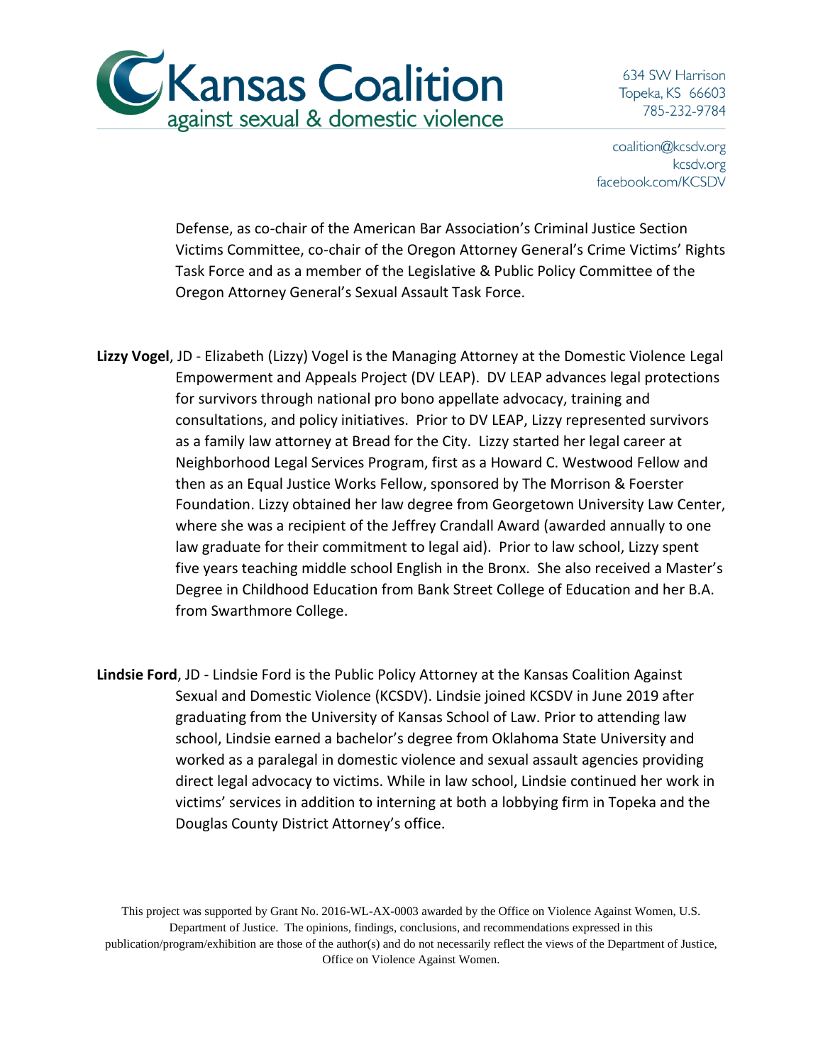Defense, as co-chair of the American Bar Association's Criminal Justice Section Victims Committee, co-chair of the Oregon Attorney General's Crime Victims' Rights Task Force and as a member of the Legislative & Public Policy Committee of the Oregon Attorney General's Sexual Assault Task Force.

**Lizzy Vogel**, JD - Elizabeth (Lizzy) Vogel is the Managing Attorney at the Domestic Violence Legal Empowerment and Appeals Project (DV LEAP). DV LEAP advances legal protections for survivors through national pro bono appellate advocacy, training and consultations, and policy initiatives. Prior to DV LEAP, Lizzy represented survivors as a family law attorney at Bread for the City. Lizzy started her legal career at Neighborhood Legal Services Program, first as a Howard C. Westwood Fellow and then as an Equal Justice Works Fellow, sponsored by The Morrison & Foerster Foundation. Lizzy obtained her law degree from Georgetown University Law Center, where she was a recipient of the Jeffrey Crandall Award (awarded annually to one law graduate for their commitment to legal aid). Prior to law school, Lizzy spent five years teaching middle school English in the Bronx. She also received a Master's Degree in Childhood Education from Bank Street College of Education and her B.A. from Swarthmore College.

**Lindsie Ford**, JD - Lindsie Ford is the Public Policy Attorney at the Kansas Coalition Against Sexual and Domestic Violence (KCSDV). Lindsie joined KCSDV in June 2019 after graduating from the University of Kansas School of Law. Prior to attending law school, Lindsie earned a bachelor's degree from Oklahoma State University and worked as a paralegal in domestic violence and sexual assault agencies providing direct legal advocacy to victims. While in law school, Lindsie continued her work in victims' services in addition to interning at both a lobbying firm in Topeka and the Douglas County District Attorney's office.

This project was supported by Grant No. 2016-WL-AX-0003 awarded by the Office on Violence Against Women, U.S. Department of Justice. The opinions, findings, conclusions, and recommendations expressed in this publication/program/exhibition are those of the author(s) and do not necessarily reflect the views of the Department of Justice, Office on Violence Against Women.